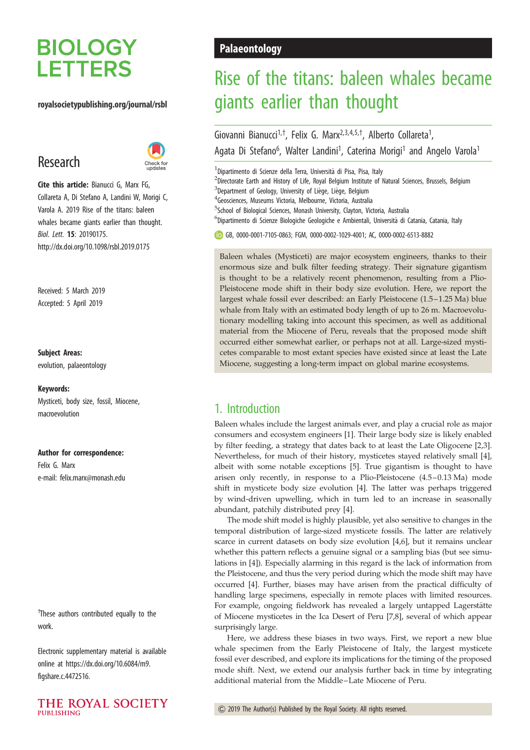# BIOLOGY LETTERS

royalsocietypublishing.org/journal/rsbl

## Research

**Cite this article:** Bianucci G, Marx FG, Collareta A, Di Stefano A, Landini W, Morigi C, Varola A. 2019 Rise of the titans: baleen whales became giants earlier than thought. *Biol. Lett.* **15**: 20190175. http://dx.doi.org/10.1098/rsbl.2019.0175

Received: 5 March 2019
Accepted: 5 April 2019

**Subject Areas:**
evolution, palaeontology

**Keywords:**
Mysticeti, body size, fossil, Miocene, macroevolution

**Author for correspondence:**
Felix G. Marx
e-mail: felix.marx@monash.edu

†These authors contributed equally to the work.

Electronic supplementary material is available online at https://dx.doi.org/10.6084/m9.figshare.c.4472516.

**Palaeontology**

# Rise of the titans: baleen whales became giants earlier than thought

Giovanni Bianucci[1,†], Felix G. Marx[2,3,4,5,†], Alberto Collareta[1], Agata Di Stefano[6], Walter Landini[1], Caterina Morigi[1] and Angelo Varola[1]

[1]Dipartimento di Scienze della Terra, Università di Pisa, Pisa, Italy
[2]Directorate Earth and History of Life, Royal Belgium Institute of Natural Sciences, Brussels, Belgium
[3]Department of Geology, University of Liège, Liège, Belgium
[4]Geosciences, Museums Victoria, Melbourne, Victoria, Australia
[5]School of Biological Sciences, Monash University, Clayton, Victoria, Australia
[6]Dipartimento di Scienze Biologiche Geologiche e Ambientali, Università di Catania, Catania, Italy

GB, 0000-0001-7105-0863; FGM, 0000-0002-1029-4001; AC, 0000-0002-6513-8882

Baleen whales (Mysticeti) are major ecosystem engineers, thanks to their enormous size and bulk filter feeding strategy. Their signature gigantism is thought to be a relatively recent phenomenon, resulting from a Plio-Pleistocene mode shift in their body size evolution. Here, we report the largest whale fossil ever described: an Early Pleistocene (1.5–1.25 Ma) blue whale from Italy with an estimated body length of up to 26 m. Macroevolutionary modelling taking into account this specimen, as well as additional material from the Miocene of Peru, reveals that the proposed mode shift occurred either somewhat earlier, or perhaps not at all. Large-sized mysticetes comparable to most extant species have existed since at least the Late Miocene, suggesting a long-term impact on global marine ecosystems.

## 1. Introduction

Baleen whales include the largest animals ever, and play a crucial role as major consumers and ecosystem engineers [1]. Their large body size is likely enabled by filter feeding, a strategy that dates back to at least the Late Oligocene [2,3]. Nevertheless, for much of their history, mysticetes stayed relatively small [4], albeit with some notable exceptions [5]. True gigantism is thought to have arisen only recently, in response to a Plio-Pleistocene (4.5–0.13 Ma) mode shift in mysticete body size evolution [4]. The latter was perhaps triggered by wind-driven upwelling, which in turn led to an increase in seasonally abundant, patchily distributed prey [4].

The mode shift model is highly plausible, yet also sensitive to changes in the temporal distribution of large-sized mysticete fossils. The latter are relatively scarce in current datasets on body size evolution [4,6], but it remains unclear whether this pattern reflects a genuine signal or a sampling bias (but see simulations in [4]). Especially alarming in this regard is the lack of information from the Pleistocene, and thus the very period during which the mode shift may have occurred [4]. Further, biases may have arisen from the practical difficulty of handling large specimens, especially in remote places with limited resources. For example, ongoing fieldwork has revealed a largely untapped Lagerstätte of Miocene mysticetes in the Ica Desert of Peru [7,8], several of which appear surprisingly large.

Here, we address these biases in two ways. First, we report a new blue whale specimen from the Early Pleistocene of Italy, the largest mysticete fossil ever described, and explore its implications for the timing of the proposed mode shift. Next, we extend our analysis further back in time by integrating additional material from the Middle–Late Miocene of Peru.

© 2019 The Author(s) Published by the Royal Society. All rights reserved.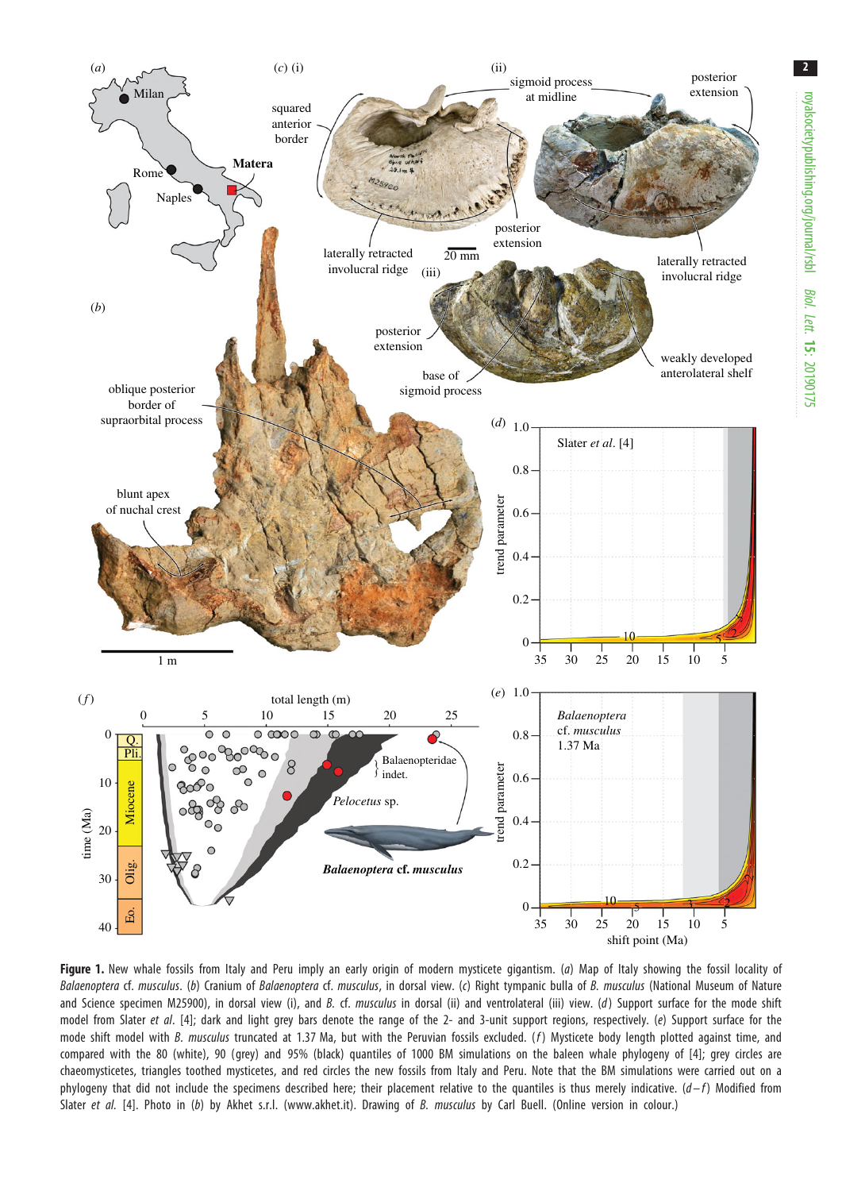(a)

Milan

Rome

Naples

Matera

(b)

oblique posterior border of supraorbital process

blunt apex of nuchal crest

1 m

(c) (i)

squared anterior border

laterally retracted involucral ridge

20 mm

posterior extension

(ii)

sigmoid process at midline

posterior extension

laterally retracted involucral ridge

(iii)

posterior extension

base of sigmoid process

weakly developed anterolateral shelf

(d)

Slater *et al*. [4]

trend parameter

1.0

0.8

0.6

0.4

0.2

0

35 30 25 20 15 10 5

(e)

*Balaenoptera* cf. *musculus* 1.37 Ma

trend parameter

1.0

0.8

0.6

0.4

0.2

0

35 30 25 20 15 10 5

shift point (Ma)

(f)

total length (m)

0 5 10 15 20 25

time (Ma)

0 10 20 30 40

Q.

Pli.

Miocene

Olig.

Eo.

Balaenopteridae indet.

*Pelocetus* sp.

***Balaenoptera* cf. *musculus***

**Figure 1.** New whale fossils from Italy and Peru imply an early origin of modern mysticete gigantism. (*a*) Map of Italy showing the fossil locality of *Balaenoptera* cf. *musculus*. (*b*) Cranium of *Balaenoptera* cf. *musculus*, in dorsal view. (*c*) Right tympanic bulla of *B. musculus* (National Museum of Nature and Science specimen M25900), in dorsal view (i), and *B.* cf. *musculus* in dorsal (ii) and ventrolateral (iii) view. (*d*) Support surface for the mode shift model from Slater *et al*. [4]; dark and light grey bars denote the range of the 2- and 3-unit support regions, respectively. (*e*) Support surface for the mode shift model with *B. musculus* truncated at 1.37 Ma, but with the Peruvian fossils excluded. (*f*) Mysticete body length plotted against time, and compared with the 80 (white), 90 (grey) and 95% (black) quantiles of 1000 BM simulations on the baleen whale phylogeny of [4]; grey circles are chaeomysticetes, triangles toothed mysticetes, and red circles the new fossils from Italy and Peru. Note that the BM simulations were carried out on a phylogeny that did not include the specimens described here; their placement relative to the quantiles is thus merely indicative. (*d–f*) Modified from Slater *et al*. [4]. Photo in (*b*) by Akhet s.r.l. (www.akhet.it). Drawing of *B. musculus* by Carl Buell. (Online version in colour.)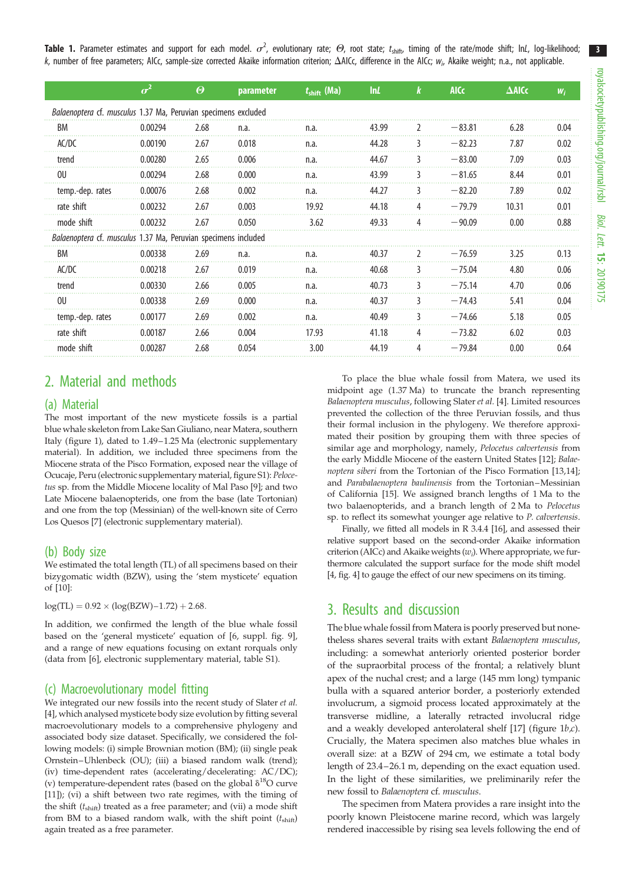**Table 1.** Parameter estimates and support for each model. $\sigma^2$, evolutionary rate; $\Theta$, root state; $t_{shift}$, timing of the rate/mode shift; ln*L*, log-likelihood; *k*, number of free parameters; AICc, sample-size corrected Akaike information criterion; ΔAICc, difference in the AICc; $w_i$, Akaike weight; n.a., not applicable.

| | $\sigma^2$ | $\Theta$ | parameter | $t_{shift}$ (Ma) | ln*L* | *k* | AICc | ΔAICc | $w_i$ |
|---|---|---|---|---|---|---|---|---|---|
| *Balaenoptera* cf. *musculus* 1.37 Ma, Peruvian specimens excluded | | | | | | | | | |
| BM | 0.00294 | 2.68 | n.a. | n.a. | 43.99 | 2 | −83.81 | 6.28 | 0.04 |
| AC/DC | 0.00190 | 2.67 | 0.018 | n.a. | 44.28 | 3 | −82.23 | 7.87 | 0.02 |
| trend | 0.00280 | 2.65 | 0.006 | n.a. | 44.67 | 3 | −83.00 | 7.09 | 0.03 |
| OU | 0.00294 | 2.68 | 0.000 | n.a. | 43.99 | 3 | −81.65 | 8.44 | 0.01 |
| temp.-dep. rates | 0.00076 | 2.68 | 0.002 | n.a. | 44.27 | 3 | −82.20 | 7.89 | 0.02 |
| rate shift | 0.00232 | 2.67 | 0.003 | 19.92 | 44.18 | 4 | −79.79 | 10.31 | 0.01 |
| mode shift | 0.00232 | 2.67 | 0.050 | 3.62 | 49.33 | 4 | −90.09 | 0.00 | 0.88 |
| *Balaenoptera* cf. *musculus* 1.37 Ma, Peruvian specimens included | | | | | | | | | |
| BM | 0.00338 | 2.69 | n.a. | n.a. | 40.37 | 2 | −76.59 | 3.25 | 0.13 |
| AC/DC | 0.00218 | 2.67 | 0.019 | n.a. | 40.68 | 3 | −75.04 | 4.80 | 0.06 |
| trend | 0.00330 | 2.66 | 0.005 | n.a. | 40.73 | 3 | −75.14 | 4.70 | 0.06 |
| OU | 0.00338 | 2.69 | 0.000 | n.a. | 40.37 | 3 | −74.43 | 5.41 | 0.04 |
| temp.-dep. rates | 0.00177 | 2.69 | 0.002 | n.a. | 40.49 | 3 | −74.66 | 5.18 | 0.05 |
| rate shift | 0.00187 | 2.66 | 0.004 | 17.93 | 41.18 | 4 | −73.82 | 6.02 | 0.03 |
| mode shift | 0.00287 | 2.68 | 0.054 | 3.00 | 44.19 | 4 | −79.84 | 0.00 | 0.64 |

## 2. Material and methods

### (a) Material

The most important of the new mysticete fossils is a partial blue whale skeleton from Lake San Giuliano, near Matera, southern Italy (figure 1), dated to 1.49–1.25 Ma (electronic supplementary material). In addition, we included three specimens from the Miocene strata of the Pisco Formation, exposed near the village of Ocucaje, Peru (electronic supplementary material, figure S1): *Pelocetus* sp. from the Middle Miocene locality of Mal Paso [9]; and two Late Miocene balaenopterids, one from the base (late Tortonian) and one from the top (Messinian) of the well-known site of Cerro Los Quesos [7] (electronic supplementary material).

### (b) Body size

We estimated the total length (TL) of all specimens based on their bizygomatic width (BZW), using the 'stem mysticete' equation of [10]:

$$\log(\mathrm{TL}) = 0.92 \times (\log(\mathrm{BZW}) - 1.72) + 2.68.$$

In addition, we confirmed the length of the blue whale fossil based on the 'general mysticete' equation of [6, suppl. fig. 9], and a range of new equations focusing on extant rorquals only (data from [6], electronic supplementary material, table S1).

### (c) Macroevolutionary model fitting

We integrated our new fossils into the recent study of Slater *et al.* [4], which analysed mysticete body size evolution by fitting several macroevolutionary models to a comprehensive phylogeny and associated body size dataset. Specifically, we considered the following models: (i) simple Brownian motion (BM); (ii) single peak Ornstein–Uhlenbeck (OU); (iii) a biased random walk (trend); (iv) time-dependent rates (accelerating/decelerating: AC/DC); (v) temperature-dependent rates (based on the global $\delta^{18}O$ curve [11]); (vi) a shift between two rate regimes, with the timing of the shift ($t_{shift}$) treated as a free parameter; and (vii) a mode shift from BM to a biased random walk, with the shift point ($t_{shift}$) again treated as a free parameter.

To place the blue whale fossil from Matera, we used its midpoint age (1.37 Ma) to truncate the branch representing *Balaenoptera musculus*, following Slater *et al.* [4]. Limited resources prevented the collection of the three Peruvian fossils, and thus their formal inclusion in the phylogeny. We therefore approximated their position by grouping them with three species of similar age and morphology, namely, *Pelocetus calvertensis* from the early Middle Miocene of the eastern United States [12]; *Balaenoptera siberi* from the Tortonian of the Pisco Formation [13,14]; and *Parabalaenoptera baulinensis* from the Tortonian–Messinian of California [15]. We assigned branch lengths of 1 Ma to the two balaenopterids, and a branch length of 2 Ma to *Pelocetus* sp. to reflect its somewhat younger age relative to *P. calvertensis*.

Finally, we fitted all models in R 3.4.4 [16], and assessed their relative support based on the second-order Akaike information criterion (AICc) and Akaike weights ($w_i$). Where appropriate, we furthermore calculated the support surface for the mode shift model [4, fig. 4] to gauge the effect of our new specimens on its timing.

## 3. Results and discussion

The blue whale fossil from Matera is poorly preserved but nonetheless shares several traits with extant *Balaenoptera musculus*, including: a somewhat anteriorly oriented posterior border of the supraorbital process of the frontal; a relatively blunt apex of the nuchal crest; and a large (145 mm long) tympanic bulla with a squared anterior border, a posteriorly extended involucrum, a sigmoid process located approximately at the transverse midline, a laterally retracted involucral ridge and a weakly developed anterolateral shelf [17] (figure 1*b*,*c*). Crucially, the Matera specimen also matches blue whales in overall size: at a BZW of 294 cm, we estimate a total body length of 23.4–26.1 m, depending on the exact equation used. In the light of these similarities, we preliminarily refer the new fossil to *Balaenoptera* cf. *musculus*.

The specimen from Matera provides a rare insight into the poorly known Pleistocene marine record, which was largely rendered inaccessible by rising sea levels following the end of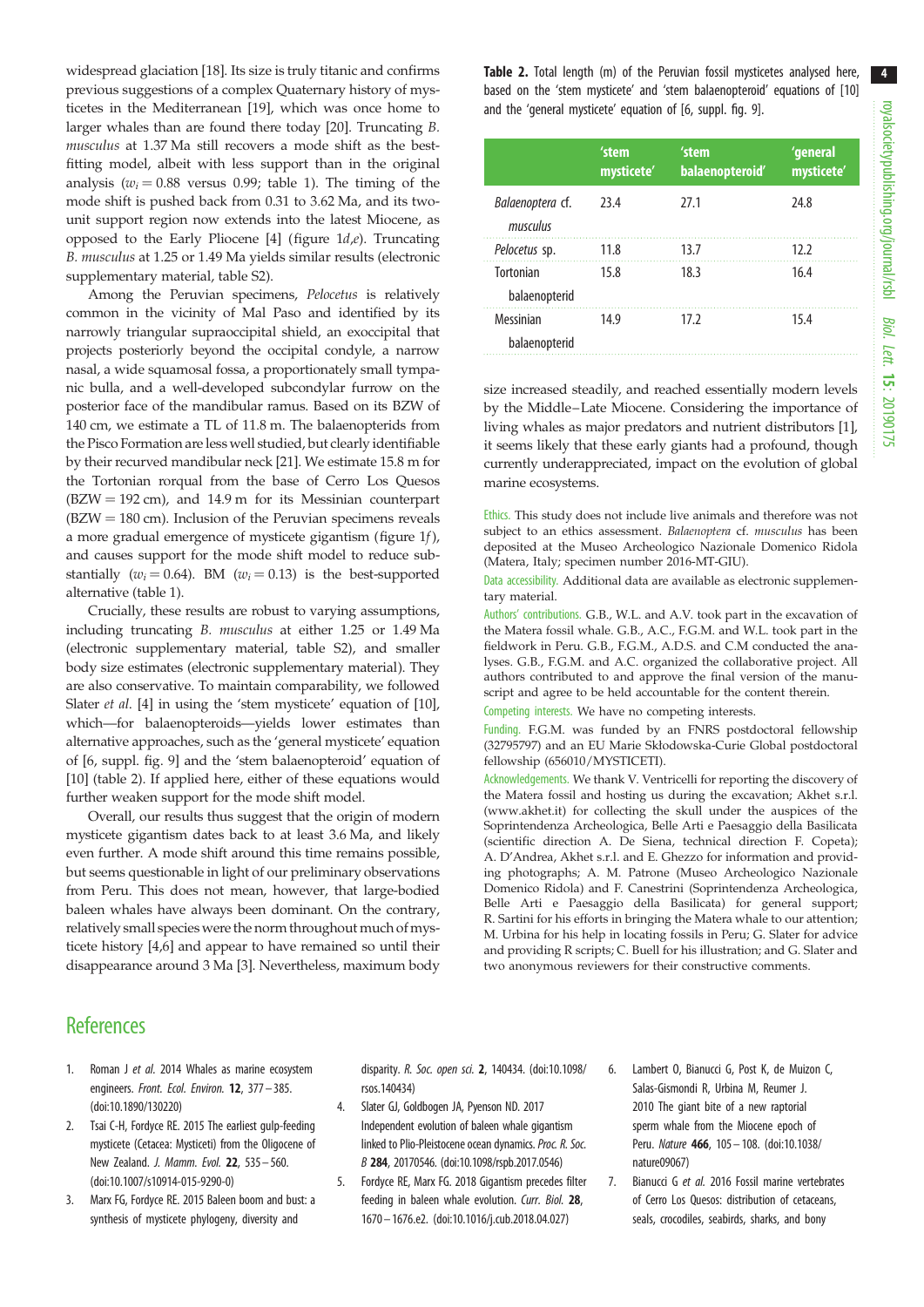widespread glaciation [18]. Its size is truly titanic and confirms previous suggestions of a complex Quaternary history of mysticetes in the Mediterranean [19], which was once home to larger whales than are found there today [20]. Truncating *B. musculus* at 1.37 Ma still recovers a mode shift as the best-fitting model, albeit with less support than in the original analysis ($w_i = 0.88$ versus 0.99; table 1). The timing of the mode shift is pushed back from 0.31 to 3.62 Ma, and its two-unit support region now extends into the latest Miocene, as opposed to the Early Pliocene [4] (figure 1*d*,*e*). Truncating *B. musculus* at 1.25 or 1.49 Ma yields similar results (electronic supplementary material, table S2).

Among the Peruvian specimens, *Pelocetus* is relatively common in the vicinity of Mal Paso and identified by its narrowly triangular supraoccipital shield, an exoccipital that projects posteriorly beyond the occipital condyle, a narrow nasal, a wide squamosal fossa, a proportionately small tympanic bulla, and a well-developed subcondylar furrow on the posterior face of the mandibular ramus. Based on its BZW of 140 cm, we estimate a TL of 11.8 m. The balaenopterids from the Pisco Formation are less well studied, but clearly identifiable by their recurved mandibular neck [21]. We estimate 15.8 m for the Tortonian rorqual from the base of Cerro Los Quesos (BZW = 192 cm), and 14.9 m for its Messinian counterpart (BZW = 180 cm). Inclusion of the Peruvian specimens reveals a more gradual emergence of mysticete gigantism (figure 1*f*), and causes support for the mode shift model to reduce substantially ($w_i = 0.64$). BM ($w_i = 0.13$) is the best-supported alternative (table 1).

Crucially, these results are robust to varying assumptions, including truncating *B. musculus* at either 1.25 or 1.49 Ma (electronic supplementary material, table S2), and smaller body size estimates (electronic supplementary material). They are also conservative. To maintain comparability, we followed Slater *et al*. [4] in using the 'stem mysticete' equation of [10], which—for balaenopteroids—yields lower estimates than alternative approaches, such as the 'general mysticete' equation of [6, suppl. fig. 9] and the 'stem balaenopterid' equation of [10] (table 2). If applied here, either of these equations would further weaken support for the mode shift model.

Overall, our results thus suggest that the origin of modern mysticete gigantism dates back to at least 3.6 Ma, and likely even further. A mode shift around this time remains possible, but seems questionable in light of our preliminary observations from Peru. This does not mean, however, that large-bodied baleen whales have always been dominant. On the contrary, relatively small species were the norm throughout much of mysticete history [4,6] and appear to have remained so until their disappearance around 3 Ma [3]. Nevertheless, maximum body size increased steadily, and reached essentially modern levels by the Middle–Late Miocene. Considering the importance of living whales as major predators and nutrient distributors [1], it seems likely that these early giants had a profound, though currently underappreciated, impact on the evolution of global marine ecosystems.

**Table 2.** Total length (m) of the Peruvian fossil mysticetes analysed here, based on the 'stem mysticete' and 'stem balaenopteroid' equations of [10] and the 'general mysticete' equation of [6, suppl. fig. 9].

| | 'stem mysticete' | 'stem balaenopteroid' | 'general mysticete' |
|---|---|---|---|
| *Balaenoptera* cf. *musculus* | 23.4 | 27.1 | 24.8 |
| *Pelocetus* sp. | 11.8 | 13.7 | 12.2 |
| Tortonian balaenopterid | 15.8 | 18.3 | 16.4 |
| Messinian balaenopterid | 14.9 | 17.2 | 15.4 |

Ethics. This study does not include live animals and therefore was not subject to an ethics assessment. *Balaenoptera* cf. *musculus* has been deposited at the Museo Archeologico Nazionale Domenico Ridola (Matera, Italy; specimen number 2016-MT-GIU).

Data accessibility. Additional data are available as electronic supplementary material.

Authors' contributions. G.B., W.L. and A.V. took part in the excavation of the Matera fossil whale. G.B., A.C., F.G.M. and W.L. took part in the fieldwork in Peru. G.B., F.G.M., A.D.S. and C.M conducted the analyses. G.B., F.G.M. and A.C. organized the collaborative project. All authors contributed to and approve the final version of the manuscript and agree to be held accountable for the content therein.

Competing interests. We have no competing interests.

Funding. F.G.M. was funded by an FNRS postdoctoral fellowship (32795797) and an EU Marie Skłodowska-Curie Global postdoctoral fellowship (656010/MYSTICETI).

Acknowledgements. We thank V. Ventricelli for reporting the discovery of the Matera fossil and hosting us during the excavation; Akhet s.r.l. (www.akhet.it) for collecting the skull under the auspices of the Soprintendenza Archeologica, Belle Arti e Paesaggio della Basilicata (scientific direction A. De Siena, technical direction F. Copeta); A. D'Andrea, Akhet s.r.l. and E. Ghezzo for information and providing photographs; A. M. Patrone (Museo Archeologico Nazionale Domenico Ridola) and F. Canestrini (Soprintendenza Archeologica, Belle Arti e Paesaggio della Basilicata) for general support; R. Sartini for his efforts in bringing the Matera whale to our attention; M. Urbina for his help in locating fossils in Peru; G. Slater for advice and providing R scripts; C. Buell for his illustration; and G. Slater and two anonymous reviewers for their constructive comments.

## References

1. Roman J *et al*. 2014 Whales as marine ecosystem engineers. *Front. Ecol. Environ.* **12**, 377–385. (doi:10.1890/130220)
2. Tsai C-H, Fordyce RE. 2015 The earliest gulp-feeding mysticete (Cetacea: Mysticeti) from the Oligocene of New Zealand. *J. Mamm. Evol.* **22**, 535–560. (doi:10.1007/s10914-015-9290-0)
3. Marx FG, Fordyce RE. 2015 Baleen boom and bust: a synthesis of mysticete phylogeny, diversity and disparity. *R. Soc. open sci.* **2**, 140434. (doi:10.1098/rsos.140434)
4. Slater GJ, Goldbogen JA, Pyenson ND. 2017 Independent evolution of baleen whale gigantism linked to Plio-Pleistocene ocean dynamics. *Proc. R. Soc. B* **284**, 20170546. (doi:10.1098/rspb.2017.0546)
5. Fordyce RE, Marx FG. 2018 Gigantism precedes filter feeding in baleen whale evolution. *Curr. Biol.* **28**, 1670–1676.e2. (doi:10.1016/j.cub.2018.04.027)
6. Lambert O, Bianucci G, Post K, de Muizon C, Salas-Gismondi R, Urbina M, Reumer J. 2010 The giant bite of a new raptorial sperm whale from the Miocene epoch of Peru. *Nature* **466**, 105–108. (doi:10.1038/nature09067)
7. Bianucci G *et al*. 2016 Fossil marine vertebrates of Cerro Los Quesos: distribution of cetaceans, seals, crocodiles, seabirds, sharks, and bony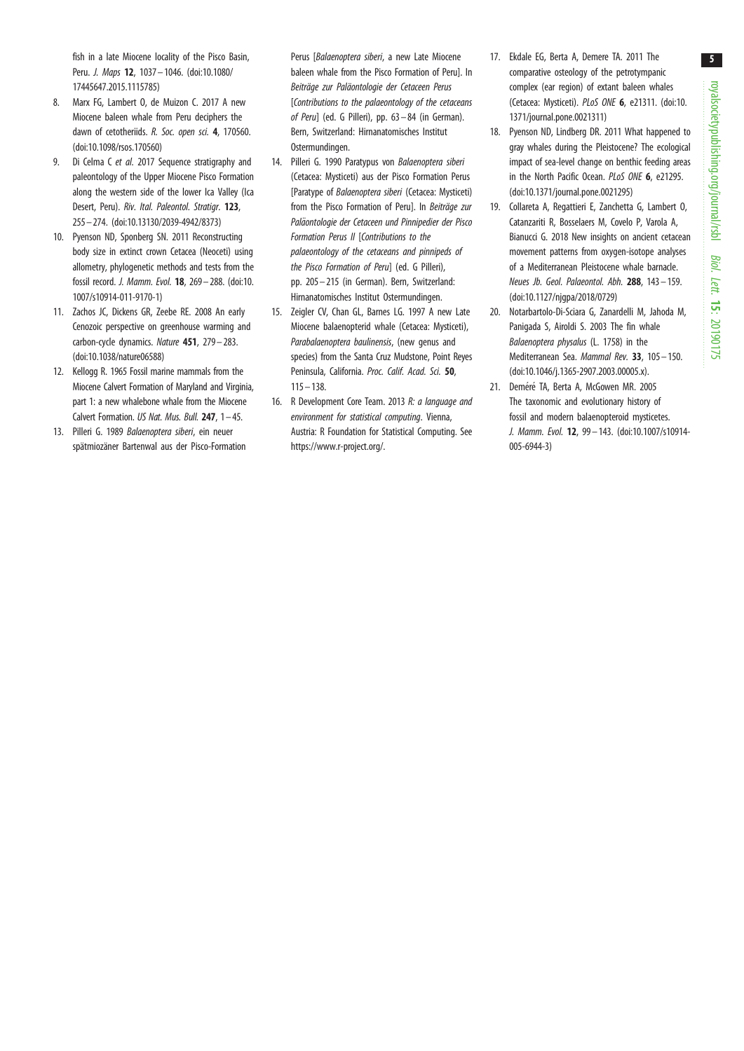fish in a late Miocene locality of the Pisco Basin, Peru. *J. Maps* **12**, 1037–1046. (doi:10.1080/17445647.2015.1115785)

8. Marx FG, Lambert O, de Muizon C. 2017 A new Miocene baleen whale from Peru deciphers the dawn of cetotheriids. *R. Soc. open sci.* **4**, 170560. (doi:10.1098/rsos.170560)
9. Di Celma C *et al.* 2017 Sequence stratigraphy and paleontology of the Upper Miocene Pisco Formation along the western side of the lower Ica Valley (Ica Desert, Peru). *Riv. Ital. Paleontol. Stratigr.* **123**, 255–274. (doi:10.13130/2039-4942/8373)
10. Pyenson ND, Sponberg SN. 2011 Reconstructing body size in extinct crown Cetacea (Neoceti) using allometry, phylogenetic methods and tests from the fossil record. *J. Mamm. Evol.* **18**, 269–288. (doi:10.1007/s10914-011-9170-1)
11. Zachos JC, Dickens GR, Zeebe RE. 2008 An early Cenozoic perspective on greenhouse warming and carbon-cycle dynamics. *Nature* **451**, 279–283. (doi:10.1038/nature06588)
12. Kellogg R. 1965 Fossil marine mammals from the Miocene Calvert Formation of Maryland and Virginia, part 1: a new whalebone whale from the Miocene Calvert Formation. *US Nat. Mus. Bull.* **247**, 1–45.
13. Pilleri G. 1989 *Balaenoptera siberi*, ein neuer spätmiozäner Bartenwal aus der Pisco-Formation Perus [*Balaenoptera siberi*, a new Late Miocene baleen whale from the Pisco Formation of Peru]. In *Beiträge zur Paläontologie der Cetaceen Perus* [*Contributions to the palaeontology of the cetaceans of Peru*] (ed. G Pilleri), pp. 63–84 (in German). Bern, Switzerland: Hirnanatomisches Institut Ostermundingen.
14. Pilleri G. 1990 Paratypus von *Balaenoptera siberi* (Cetacea: Mysticeti) aus der Pisco Formation Perus [Paratype of *Balaenoptera siberi* (Cetacea: Mysticeti) from the Pisco Formation of Peru]. In *Beiträge zur Paläontologie der Cetaceen und Pinnipedier der Pisco Formation Perus II* [*Contributions to the palaeontology of the cetaceans and pinnipeds of the Pisco Formation of Peru*] (ed. G Pilleri), pp. 205–215 (in German). Bern, Switzerland: Hirnanatomisches Institut Ostermundingen.
15. Zeigler CV, Chan GL, Barnes LG. 1997 A new Late Miocene balaenopterid whale (Cetacea: Mysticeti), *Parabalaenoptera baulinensis*, (new genus and species) from the Santa Cruz Mudstone, Point Reyes Peninsula, California. *Proc. Calif. Acad. Sci.* **50**, 115–138.
16. R Development Core Team. 2013 *R: a language and environment for statistical computing*. Vienna, Austria: R Foundation for Statistical Computing. See https://www.r-project.org/.
17. Ekdale EG, Berta A, Demere TA. 2011 The comparative osteology of the petrotympanic complex (ear region) of extant baleen whales (Cetacea: Mysticeti). *PLoS ONE* **6**, e21311. (doi:10.1371/journal.pone.0021311)
18. Pyenson ND, Lindberg DR. 2011 What happened to gray whales during the Pleistocene? The ecological impact of sea-level change on benthic feeding areas in the North Pacific Ocean. *PLoS ONE* **6**, e21295. (doi:10.1371/journal.pone.0021295)
19. Collareta A, Regattieri E, Zanchetta G, Lambert O, Catanzariti R, Bosselaers M, Covelo P, Varola A, Bianucci G. 2018 New insights on ancient cetacean movement patterns from oxygen-isotope analyses of a Mediterranean Pleistocene whale barnacle. *Neues Jb. Geol. Palaeontol. Abh.* **288**, 143–159. (doi:10.1127/njgpa/2018/0729)
20. Notarbartolo-Di-Sciara G, Zanardelli M, Jahoda M, Panigada S, Airoldi S. 2003 The fin whale *Balaenoptera physalus* (L. 1758) in the Mediterranean Sea. *Mammal Rev.* **33**, 105–150. (doi:10.1046/j.1365-2907.2003.00005.x).
21. Deméré TA, Berta A, McGowen MR. 2005 The taxonomic and evolutionary history of fossil and modern balaenopteroid mysticetes. *J. Mamm. Evol.* **12**, 99–143. (doi:10.1007/s10914-005-6944-3)